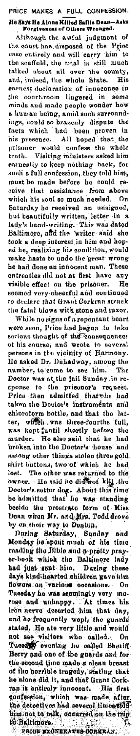# PRICE MAKES A FULL CONFESSION.

## He Says He Alone Killed Sallie Dean—Asks Forgiveness of Others Wronged.

Although the awful judgment of the court has disposed of the Price case entirely and will carry him to the scaffold, the trial is still much talked about all over the county, and, indeed, the whole State. His earnest declaration of innocence in the court-room lingered in some minds and made people wonder how a human being, amid such surroundings, could so brazenly dispute the facts which had been proven in his presence. All hoped that the prisoner would confess the whole truth. Visiting ministers asked him earnestly to keep nothing back, for such a full confession, they told him, must be made before he could receive that assistance from above which his soul so much needed. On Saturday he received an unsigned, but beautifully written, letter in a lady's hand-writing. This was dated Baltimore, and the writer said she took a deep interest in him and hoped he, realizing his condition, would make haste to undo the great wrong he had done an innocent man. These entreaties did not at first have any visible effect on the prisoner. He seemed very cheerful and continued to declare that Grant Corkran struck the fatal blows with stone and razor.

While no signs of a repentant heart were seen, Price had begun to take serious thought of the consequences of his course, and wrote to several persons in the vicinity of Harmony. He asked Dr. Duhadway, among the number, to come to see him. The Doctor was at the jail Sunday in response to the prisoner's request. Price then admitted that he had taken the Doctor's instruments and chloroform bottle, and that the latter, which was three-fourths full, was kept until shortly before the murder. He also said that he had broken into the Doctor's house and among other things stolen three gold shirt buttons, two of which he had lost. The other was returned to the owner. He said he did not kill the Doctor's setter dog. About this time he admitted that he was standing beside the prostrate form of Miss Dean when Mr. and Mrs. Todd drove by on their way to Denton.

During Saturday, Sunday and Monday he spent much of his time reading the Bible and a pretty prayer-book which the Baltimore lady had just sent him. During these days kind-hearted children gave him flowers on various occasions. On Tuesday he was seemingly very morose and unhappy. At times his iron nerve deserted him that day, and he frequently wept, the guards stated. He ate very little and would not see visitors who called. On Tuesday evening he called Sheriff Berry and one of the guards and for the second time made a clean breast of the horrible tragedy, stating that he alone did it, and that Grant Corkran is entirely innocent. His first confession, which was made after the detectives had several times told him not to talk, occurred on the trip to Baltimore.

PRICE EXONERATES CORKRAN.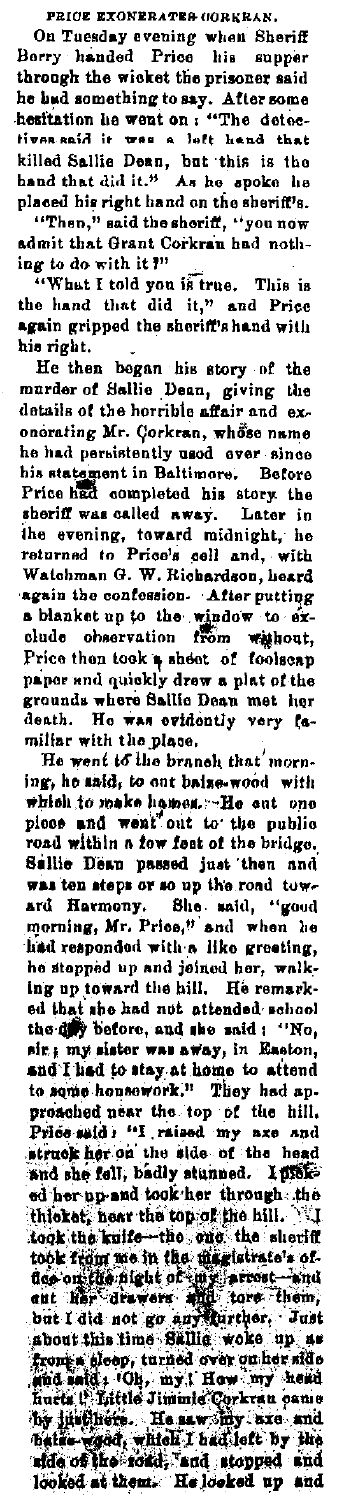## PRICE EXONERATES CORKRAN.

On Tuesday evening when Sheriff Berry handed Price his supper through the wicket the prisoner said he had something to say. After some hesitation he went on: "The detectives said it was a left hand that killed Sallie Dean, but this is the hand that did it." As he spoke he placed his right hand on the sheriff's.

"Then," said the sheriff, "you now admit that Grant Corkran had nothing to do with it?"

"What I told you is true. This is the hand that did it," and Price again gripped the sheriff's hand with his right.

He then began his story of the murder of Sallie Dean, giving the details of the horrible affair and exonorating Mr. Corkran, whose name he had persistently used ever since his statement in Baltimore. Before Price had completed his story the sheriff was called away. Later in the evening, toward midnight, he returned to Price's cell and, with Watchman G. W. Richardson, heard again the confession. After putting a blanket up to the window to exclude observation from without, Price then took a sheet of foolscap paper and quickly drew a plat of the grounds where Sallie Dean met her death. He was evidently very familiar with the place.

He went to the branch that morning, he said, to cut baize-wood with which to make hames. He cut one piece and went out to the public road within a few feet of the bridge. Sallie Dean passed just then and was ten steps or so up the road toward Harmony. She said, "good morning, Mr. Price," and when he had responded with a like greeting, he stepped up and joined her, walking up toward the hill. He remarked that she had not attended school the day before, and she said: "No, sir; my sister was away, in Easton, and I had to stay at home to attend to some housework." They had approached near the top of the hill. Price said: "I raised my axe and struck her on the side of the head and she fell, badly stunned. I picked her up and took her through the thicket, near the top of the hill. I took the knife—the one the sheriff took from me in the magistrate's office on the night of my arrest—and cut her drawers and tore them, but I did not go any further. Just about this time Sallie woke up as from a sleep, turned over on her side and said: 'Oh, my! How my head hurts!' Little Jimmie Corkran came by just here. He saw my axe and baize-wood, which I had left by the side of the road, and stopped and looked at them. He looked up and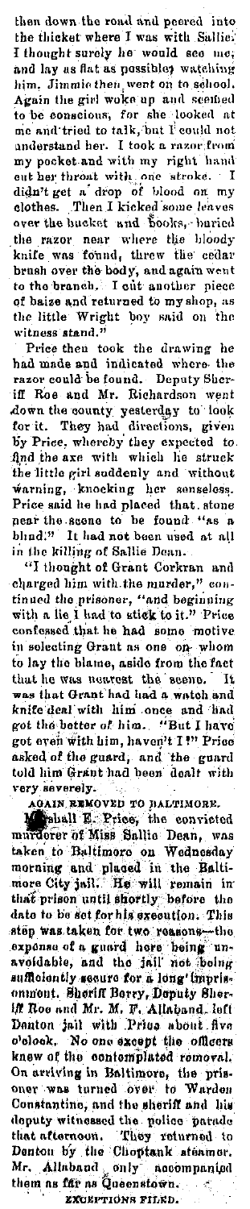then down the road and peered into the thicket where I was with Sallie. I thought surely he would see me, and lay as flat as possible, watching him. Jimmie then went on to school. Again the girl woke up and seemed to be conscious, for she looked at me and tried to talk, but I could not understand her. I took a razor from my pocket and with my right hand cut her throat with one stroke. I didn't get a drop of blood on my clothes. Then I kicked some leaves over the bucket and books, buried the razor near where the bloody knife was found, threw the cedar brush over the body, and again went to the branch. I cut another piece of baize and returned to my shop, as the little Wright boy said on the witness stand."

Price then took the drawing he had made and indicated where the razor could be found. Deputy Sheriff Roe and Mr. Richardson went down the county yesterday to look for it. They had directions, given by Price, whereby they expected to find the axe with which he struck the little girl suddenly and without warning, knocking her senseless. Price said he had placed that stone near the scene to be found "as a blind." It had not been used at all in the killing of Sallie Dean.

"I thought of Grant Corkran and charged him with the murder," continued the prisoner, "and beginning with a lie I had to stick to it." Price confessed that he had some motive in selecting Grant as one on whom to lay the blame, aside from the fact that he was nearest the scene. It was that Grant had had a watch and knife deal with him once and had got the better of him. "But I have got even with him, haven't I?" Price asked of the guard, and the guard told him Grant had been dealt with very severely.

**AGAIN REMOVED TO BALTIMORE.**

Marshall E. Price, the convicted murderer of Miss Sallie Dean, was taken to Baltimore on Wednesday morning and placed in the Baltimore City jail. He will remain in that prison until shortly before the date to be set for his execution. This step was taken for two reasons—the expense of a guard here being unavoidable, and the jail not being sufficiently secure for a long imprisonment. Sheriff Berry, Deputy Sheriff Roe and Mr. M. F. Allaband left Denton jail with Price about five o'clock. No one except the officers knew of the contemplated removal. On arriving in Baltimore, the prisoner was turned over to Warden Constantine, and the sheriff and his deputy witnessed the police parade that afternoon. They returned to Denton by the Choptank steamer. Mr. Allaband only accompanied them as far as Queenstown.

**EXCEPTIONS FILED.**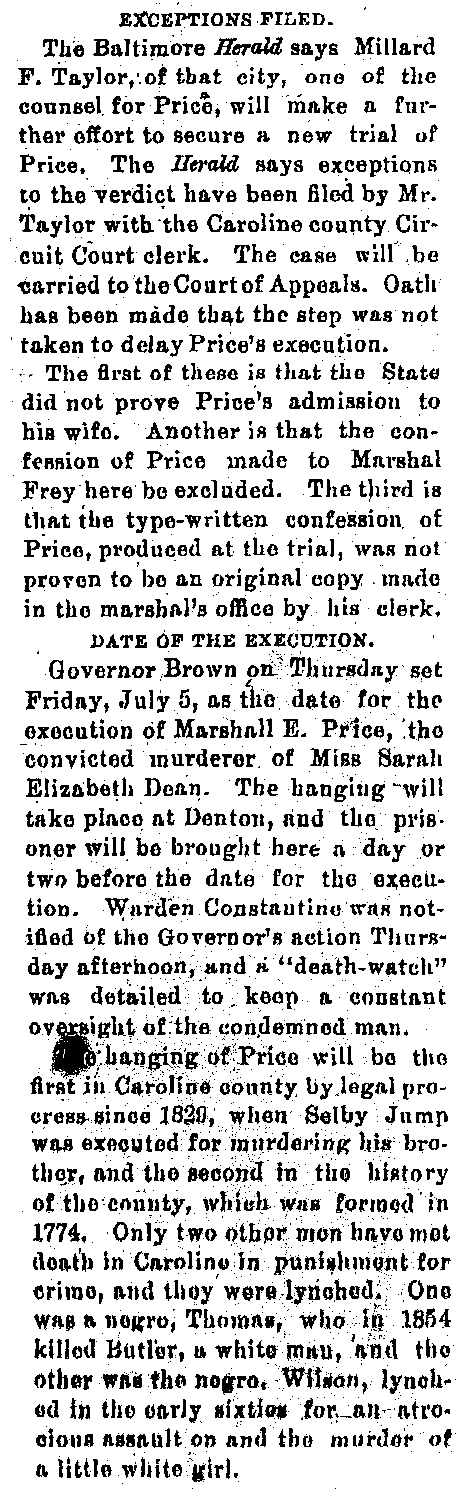### EXCEPTIONS FILED.

The Baltimore *Herald* says Millard F. Taylor, of that city, one of the counsel for Price, will make a further effort to secure a new trial of Price. The *Herald* says exceptions to the verdict have been filed by Mr. Taylor with the Caroline county Circuit Court clerk. The case will be carried to the Court of Appeals. Oath has been made that the step was not taken to delay Price's execution.

The first of these is that the State did not prove Price's admission to his wife. Another is that the confession of Price made to Marshal Frey here be excluded. The third is that the type-written confession of Price, produced at the trial, was not proven to be an original copy made in the marshal's office by his clerk.

### DATE OF THE EXECUTION.

Governor Brown on Thursday set Friday, July 5, as the date for the execution of Marshall E. Price, the convicted murderer of Miss Sarah Elizabeth Dean. The hanging will take place at Denton, and the prisoner will be brought here a day or two before the date for the execution. Warden Constantine was notified of the Governor's action Thursday afternoon, and a "death-watch" was detailed to keep a constant oversight of the condemned man.

The hanging of Price will be the first in Caroline county by legal process since 1829, when Selby Jump was executed for murdering his brother, and the second in the history of the county, which was formed in 1774. Only two other men have met death in Caroline in punishment for crime, and they were lynched. One was a negro, Thomas, who in 1854 killed Butler, a white man, and the other was the negro, Wilson, lynched in the early sixties for an atrocious assault on and the murder of a little white girl.